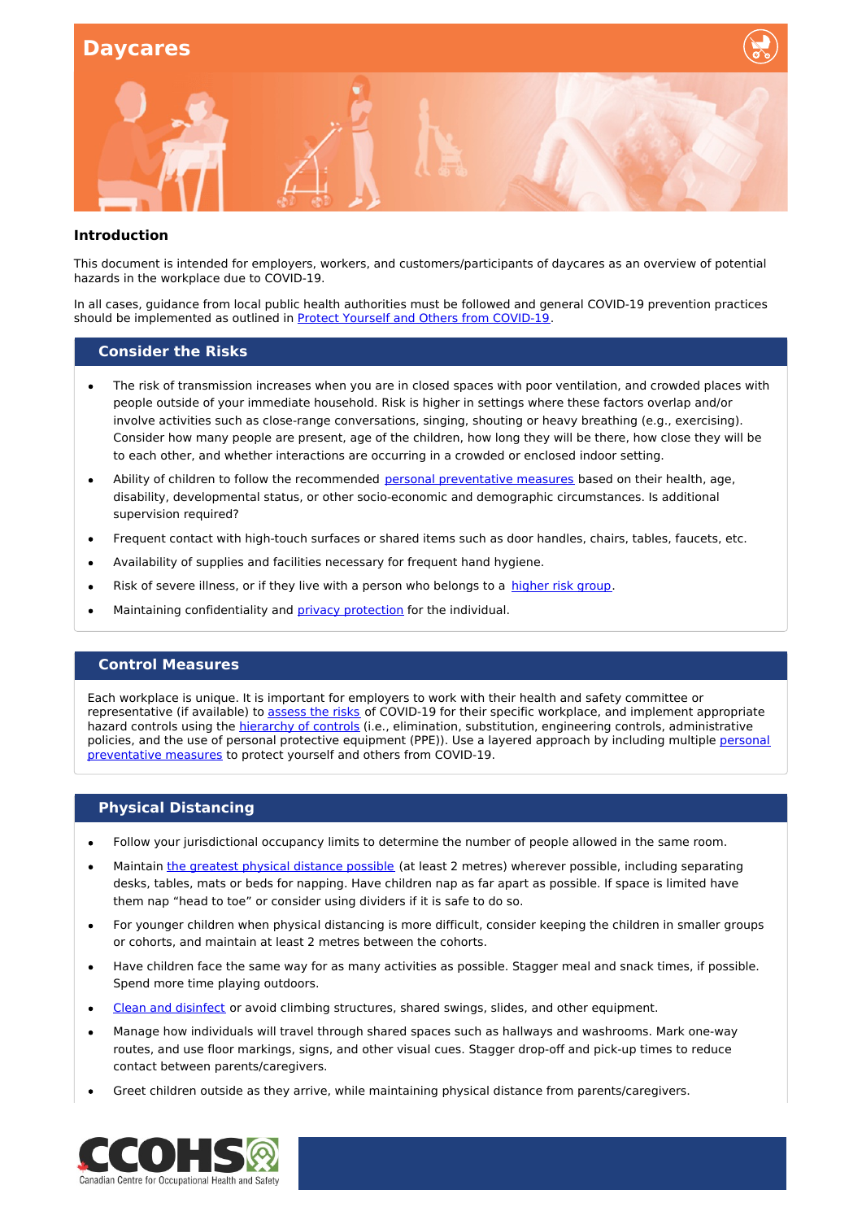# Daycares

## Introduction

This document is intended for employers, workers, and customers/participants of daycares as an overview of potential hazards in the workplace due to COVID-19.

In all cases, guidance from local public health authorities must be followed and general COVID-19 prevention practices should be implemented as outlined in Protect Yourself and Others from COVID-19.

## Consider the Risks

- The risk of transmission increases when you are in closed spaces with poor ventilation, and crowded places with people outside of your immediate household. Risk is higher in settings where these factors overlap and/or involve activities such as close-range conversations, singing, shouting or heavy breathing (e.g., exercising). Consider how many people are present, age of the children, how long they will be there, how close they will be to each other, and whether interactions are occurring in a crowded or enclosed indoor setting.
- Ability of children to follow the recommended personal preventative measures based on their health, age, disability, developmental status, or other socio-economic and demographic circumstances. Is additional supervision required?
- Frequent contact with high-touch surfaces or shared items such as door handles, chairs, tables, faucets, etc.
- Availability of supplies and facilities necessary for frequent hand hygiene.
- Risk of severe illness, or if they live with a person who belongs to a higher risk group.
- Maintaining confidentiality and privacy protection for the individual.

## Control Measures

Each workplace is unique. It is important for employers to work with their health and safety committee or representative (if available) to assess the risks of COVID-19 for their specific workplace, and implement appropriate hazard controls using the hierarchy of controls (i.e., elimination, substitution, engineering controls, administrative policies, and the use of personal protective equipment (PPE)). Use a layered approach by including multiple personal preventative measures to protect yourself and others from COVID-19.

## Physical Distancing

- Follow your jurisdictional occupancy limits to determine the number of people allowed in the same room.
- Maintain the greatest physical distance possible (at least 2 metres) wherever possible, including separating desks, tables, mats or beds for napping. Have children nap as far apart as possible. If space is limited have them nap "head to toe" or consider using dividers if it is safe to do so.
- For younger children when physical distancing is more difficult, consider keeping the children in smaller groups or cohorts, and maintain at least 2 metres between the cohorts.
- Have children face the same way for as many activities as possible. Stagger meal and snack times, if possible. Spend more time playing outdoors.
- Clean and disinfect or avoid climbing structures, shared swings, slides, and other equipment.
- Manage how individuals will travel through shared spaces such as hallways and washrooms. Mark one-way routes, and use floor markings, signs, and other visual cues. Stagger drop-off and pick-up times to reduce contact between parents/caregivers.
- Greet children outside as they arrive, while maintaining physical distance from parents/caregivers.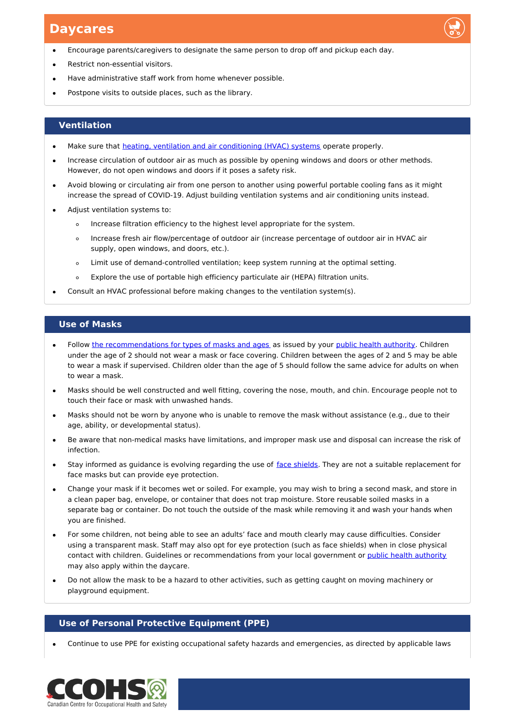## Daycares

- Encourage parents/caregivers to designate the same person to drop off and pickup each day.
- Restrict non-essential visitors.
- Have administrative staff work from home whenever possible.
- Postpone visits to outside places, such as the library.

### Ventilation

- Make sure that heating, ventilation and air conditioning (HVAC) systems operate properly.
- Increase circulation of outdoor air as much as possible by opening windows and doors or other methods. However, do not open windows and doors if it poses a safety risk.
- Avoid blowing or circulating air from one person to another using powerful portable cooling fans as it might increase the spread of COVID-19. Adjust building ventilation systems and air conditioning units instead.
- Adjust ventilation systems to:
  - Increase filtration efficiency to the highest level appropriate for the system.
  - Increase fresh air flow/percentage of outdoor air (increase percentage of outdoor air in HVAC air supply, open windows, and doors, etc.).
  - Limit use of demand-controlled ventilation; keep system running at the optimal setting.
  - Explore the use of portable high efficiency particulate air (HEPA) filtration units.
- Consult an HVAC professional before making changes to the ventilation system(s).

### Use of Masks

- Follow the recommendations for types of masks and ages as issued by your public health authority. Children under the age of 2 should not wear a mask or face covering. Children between the ages of 2 and 5 may be able to wear a mask if supervised. Children older than the age of 5 should follow the same advice for adults on when to wear a mask.
- Masks should be well constructed and well fitting, covering the nose, mouth, and chin. Encourage people not to touch their face or mask with unwashed hands.
- Masks should not be worn by anyone who is unable to remove the mask without assistance (e.g., due to their age, ability, or developmental status).
- Be aware that non-medical masks have limitations, and improper mask use and disposal can increase the risk of infection.
- Stay informed as guidance is evolving regarding the use of face shields. They are not a suitable replacement for face masks but can provide eye protection.
- Change your mask if it becomes wet or soiled. For example, you may wish to bring a second mask, and store in a clean paper bag, envelope, or container that does not trap moisture. Store reusable soiled masks in a separate bag or container. Do not touch the outside of the mask while removing it and wash your hands when you are finished.
- For some children, not being able to see an adults' face and mouth clearly may cause difficulties. Consider using a transparent mask. Staff may also opt for eye protection (such as face shields) when in close physical contact with children. Guidelines or recommendations from your local government or public health authority may also apply within the daycare.
- Do not allow the mask to be a hazard to other activities, such as getting caught on moving machinery or playground equipment.

### Use of Personal Protective Equipment (PPE)

- Continue to use PPE for existing occupational safety hazards and emergencies, as directed by applicable laws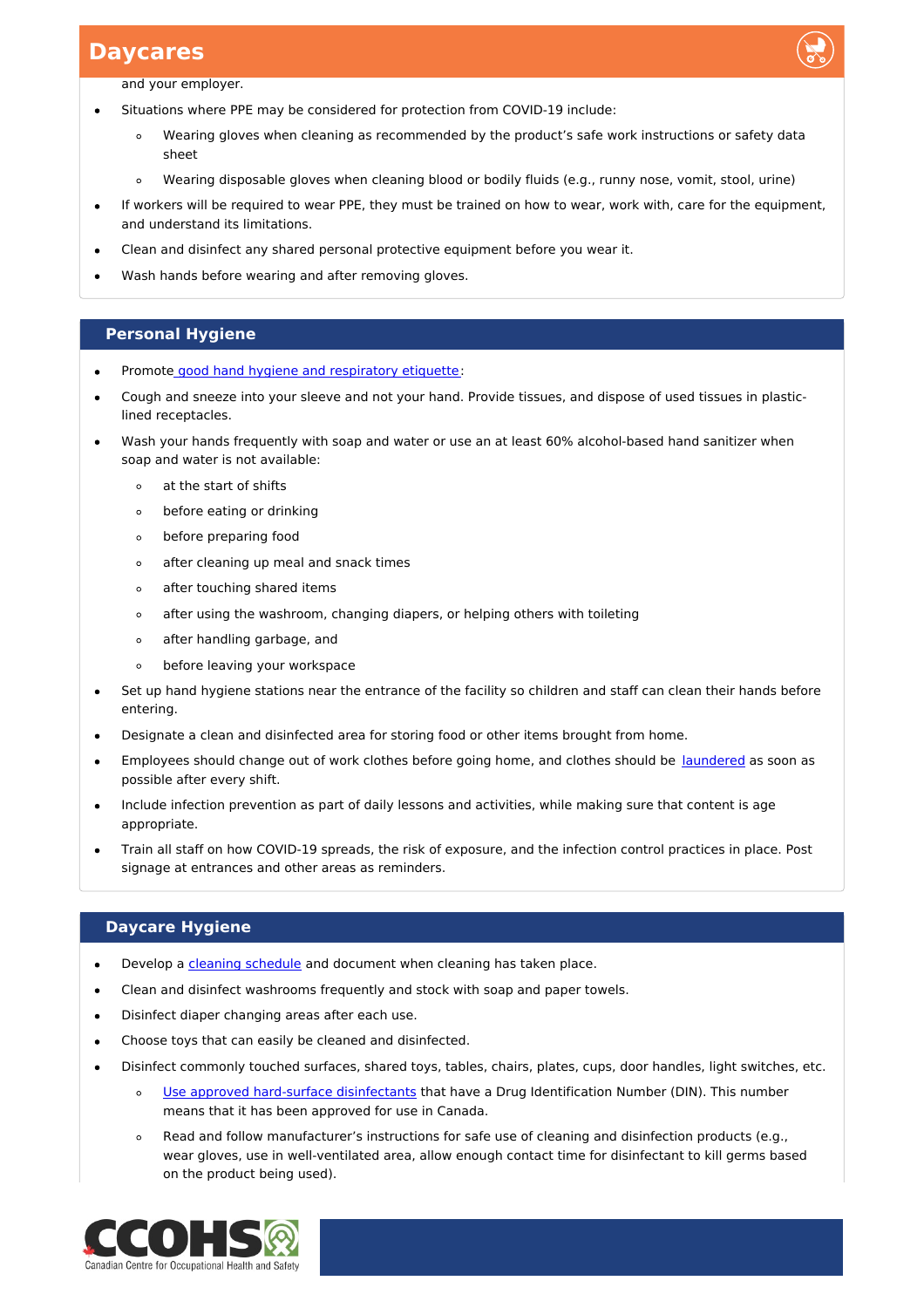and your employer.

- Situations where PPE may be considered for protection from COVID-19 include:
  - Wearing gloves when cleaning as recommended by the product's safe work instructions or safety data sheet
  - Wearing disposable gloves when cleaning blood or bodily fluids (e.g., runny nose, vomit, stool, urine)
- If workers will be required to wear PPE, they must be trained on how to wear, work with, care for the equipment, and understand its limitations.
- Clean and disinfect any shared personal protective equipment before you wear it.
- Wash hands before wearing and after removing gloves.

## Personal Hygiene

- Promote good hand hygiene and respiratory etiquette:
- Cough and sneeze into your sleeve and not your hand. Provide tissues, and dispose of used tissues in plastic-lined receptacles.
- Wash your hands frequently with soap and water or use an at least 60% alcohol-based hand sanitizer when soap and water is not available:
  - at the start of shifts
  - before eating or drinking
  - before preparing food
  - after cleaning up meal and snack times
  - after touching shared items
  - after using the washroom, changing diapers, or helping others with toileting
  - after handling garbage, and
  - before leaving your workspace
- Set up hand hygiene stations near the entrance of the facility so children and staff can clean their hands before entering.
- Designate a clean and disinfected area for storing food or other items brought from home.
- Employees should change out of work clothes before going home, and clothes should be laundered as soon as possible after every shift.
- Include infection prevention as part of daily lessons and activities, while making sure that content is age appropriate.
- Train all staff on how COVID-19 spreads, the risk of exposure, and the infection control practices in place. Post signage at entrances and other areas as reminders.

## Daycare Hygiene

- Develop a cleaning schedule and document when cleaning has taken place.
- Clean and disinfect washrooms frequently and stock with soap and paper towels.
- Disinfect diaper changing areas after each use.
- Choose toys that can easily be cleaned and disinfected.
- Disinfect commonly touched surfaces, shared toys, tables, chairs, plates, cups, door handles, light switches, etc.
  - Use approved hard-surface disinfectants that have a Drug Identification Number (DIN). This number means that it has been approved for use in Canada.
  - Read and follow manufacturer's instructions for safe use of cleaning and disinfection products (e.g., wear gloves, use in well-ventilated area, allow enough contact time for disinfectant to kill germs based on the product being used).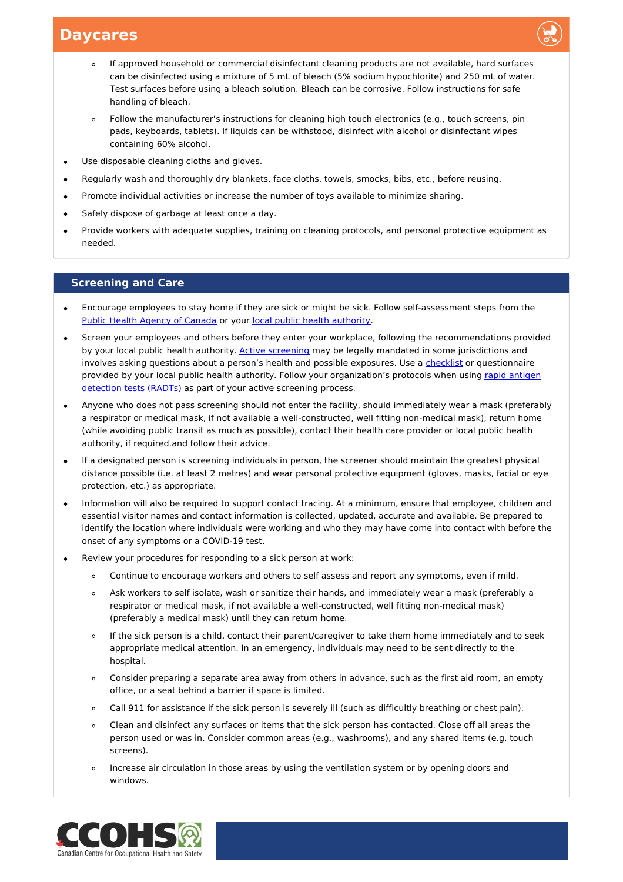## Daycares

- If approved household or commercial disinfectant cleaning products are not available, hard surfaces can be disinfected using a mixture of 5 mL of bleach (5% sodium hypochlorite) and 250 mL of water. Test surfaces before using a bleach solution. Bleach can be corrosive. Follow instructions for safe handling of bleach.
- Follow the manufacturer's instructions for cleaning high touch electronics (e.g., touch screens, pin pads, keyboards, tablets). If liquids can be withstood, disinfect with alcohol or disinfectant wipes containing 60% alcohol.

- Use disposable cleaning cloths and gloves.
- Regularly wash and thoroughly dry blankets, face cloths, towels, smocks, bibs, etc., before reusing.
- Promote individual activities or increase the number of toys available to minimize sharing.
- Safely dispose of garbage at least once a day.
- Provide workers with adequate supplies, training on cleaning protocols, and personal protective equipment as needed.

### Screening and Care

- Encourage employees to stay home if they are sick or might be sick. Follow self-assessment steps from the Public Health Agency of Canada or your local public health authority.
- Screen your employees and others before they enter your workplace, following the recommendations provided by your local public health authority. Active screening may be legally mandated in some jurisdictions and involves asking questions about a person's health and possible exposures. Use a checklist or questionnaire provided by your local public health authority. Follow your organization's protocols when using rapid antigen detection tests (RADTs) as part of your active screening process.
- Anyone who does not pass screening should not enter the facility, should immediately wear a mask (preferably a respirator or medical mask, if not available a well-constructed, well fitting non-medical mask), return home (while avoiding public transit as much as possible), contact their health care provider or local public health authority, if required.and follow their advice.
- If a designated person is screening individuals in person, the screener should maintain the greatest physical distance possible (i.e. at least 2 metres) and wear personal protective equipment (gloves, masks, facial or eye protection, etc.) as appropriate.
- Information will also be required to support contact tracing. At a minimum, ensure that employee, children and essential visitor names and contact information is collected, updated, accurate and available. Be prepared to identify the location where individuals were working and who they may have come into contact with before the onset of any symptoms or a COVID-19 test.
- Review your procedures for responding to a sick person at work:
  - Continue to encourage workers and others to self assess and report any symptoms, even if mild.
  - Ask workers to self isolate, wash or sanitize their hands, and immediately wear a mask (preferably a respirator or medical mask, if not available a well-constructed, well fitting non-medical mask) (preferably a medical mask) until they can return home.
  - If the sick person is a child, contact their parent/caregiver to take them home immediately and to seek appropriate medical attention. In an emergency, individuals may need to be sent directly to the hospital.
  - Consider preparing a separate area away from others in advance, such as the first aid room, an empty office, or a seat behind a barrier if space is limited.
  - Call 911 for assistance if the sick person is severely ill (such as difficultly breathing or chest pain).
  - Clean and disinfect any surfaces or items that the sick person has contacted. Close off all areas the person used or was in. Consider common areas (e.g., washrooms), and any shared items (e.g. touch screens).
  - Increase air circulation in those areas by using the ventilation system or by opening doors and windows.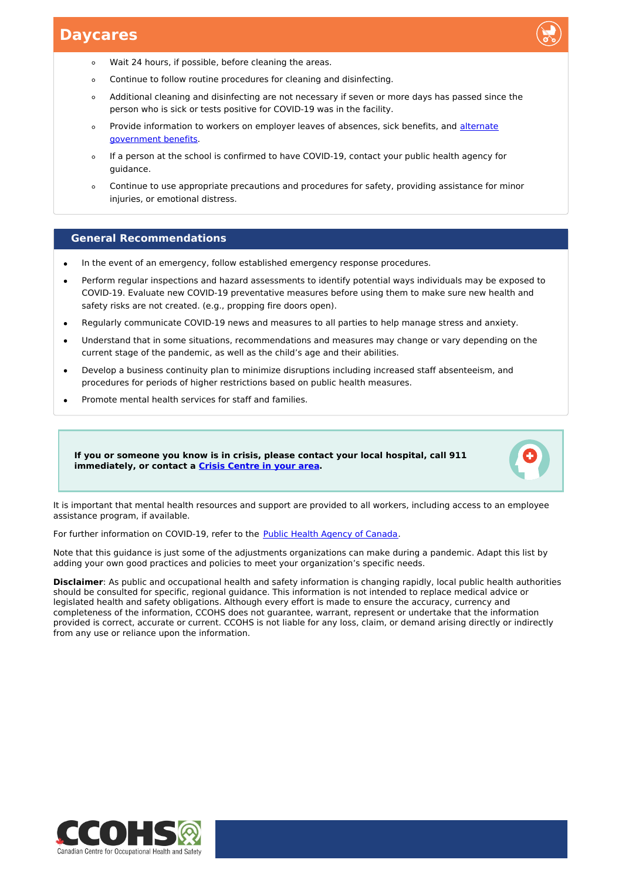## Daycares

- Wait 24 hours, if possible, before cleaning the areas.
- Continue to follow routine procedures for cleaning and disinfecting.
- Additional cleaning and disinfecting are not necessary if seven or more days has passed since the person who is sick or tests positive for COVID-19 was in the facility.
- Provide information to workers on employer leaves of absences, sick benefits, and alternate government benefits.
- If a person at the school is confirmed to have COVID-19, contact your public health agency for guidance.
- Continue to use appropriate precautions and procedures for safety, providing assistance for minor injuries, or emotional distress.

## General Recommendations

- In the event of an emergency, follow established emergency response procedures.
- Perform regular inspections and hazard assessments to identify potential ways individuals may be exposed to COVID-19. Evaluate new COVID-19 preventative measures before using them to make sure new health and safety risks are not created. (e.g., propping fire doors open).
- Regularly communicate COVID-19 news and measures to all parties to help manage stress and anxiety.
- Understand that in some situations, recommendations and measures may change or vary depending on the current stage of the pandemic, as well as the child's age and their abilities.
- Develop a business continuity plan to minimize disruptions including increased staff absenteeism, and procedures for periods of higher restrictions based on public health measures.
- Promote mental health services for staff and families.

**If you or someone you know is in crisis, please contact your local hospital, call 911 immediately, or contact a Crisis Centre in your area.**

It is important that mental health resources and support are provided to all workers, including access to an employee assistance program, if available.

For further information on COVID-19, refer to the Public Health Agency of Canada.

Note that this guidance is just some of the adjustments organizations can make during a pandemic. Adapt this list by adding your own good practices and policies to meet your organization's specific needs.

**Disclaimer**: As public and occupational health and safety information is changing rapidly, local public health authorities should be consulted for specific, regional guidance. This information is not intended to replace medical advice or legislated health and safety obligations. Although every effort is made to ensure the accuracy, currency and completeness of the information, CCOHS does not guarantee, warrant, represent or undertake that the information provided is correct, accurate or current. CCOHS is not liable for any loss, claim, or demand arising directly or indirectly from any use or reliance upon the information.